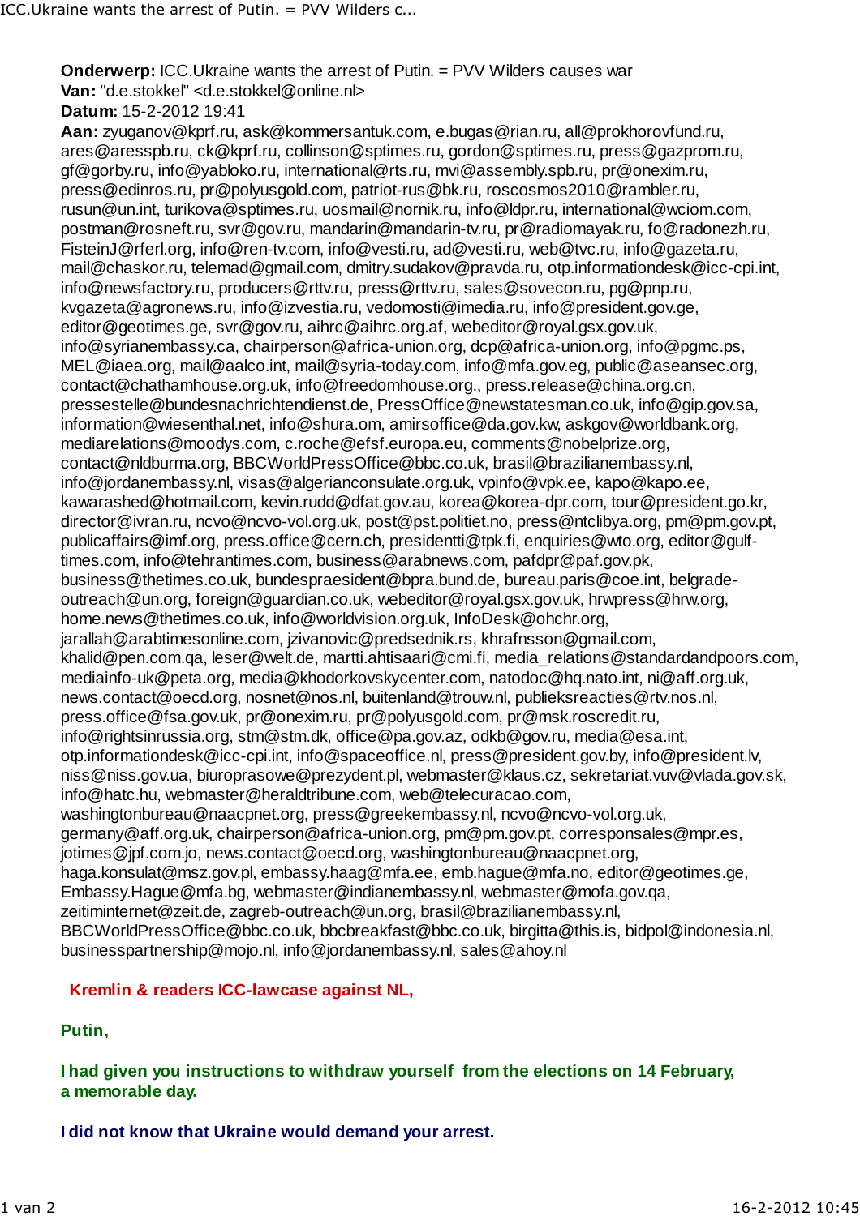**Onderwerp:** ICC.Ukraine wants the arrest of Putin. = PVV Wilders causes war
**Van:** "d.e.stokkel" <d.e.stokkel@online.nl>
**Datum:** 15-2-2012 19:41
**Aan:** zyuganov@kprf.ru, ask@kommersantuk.com, e.bugas@rian.ru, all@prokhorovfund.ru, ares@aresspb.ru, ck@kprf.ru, collinson@sptimes.ru, gordon@sptimes.ru, press@gazprom.ru, gf@gorby.ru, info@yabloko.ru, international@rts.ru, mvi@assembly.spb.ru, pr@onexim.ru, press@edinros.ru, pr@polyusgold.com, patriot-rus@bk.ru, roscosmos2010@rambler.ru, rusun@un.int, turikova@sptimes.ru, uosmail@nornik.ru, info@ldpr.ru, international@wciom.com, postman@rosneft.ru, svr@gov.ru, mandarin@mandarin-tv.ru, pr@radiomayak.ru, fo@radonezh.ru, FisteinJ@rferl.org, info@ren-tv.com, info@vesti.ru, ad@vesti.ru, web@tvc.ru, info@gazeta.ru, mail@chaskor.ru, telemad@gmail.com, dmitry.sudakov@pravda.ru, otp.informationdesk@icc-cpi.int, info@newsfactory.ru, producers@rttv.ru, press@rttv.ru, sales@sovecon.ru, pg@pnp.ru, kvgazeta@agronews.ru, info@izvestia.ru, vedomosti@imedia.ru, info@president.gov.ge, editor@geotimes.ge, svr@gov.ru, aihrc@aihrc.org.af, webeditor@royal.gsx.gov.uk, info@syrianembassy.ca, chairperson@africa-union.org, dcp@africa-union.org, info@pgmc.ps, MEL@iaea.org, mail@aalco.int, mail@syria-today.com, info@mfa.gov.eg, public@aseansec.org, contact@chathamhouse.org.uk, info@freedomhouse.org., press.release@china.org.cn, pressestelle@bundesnachrichtendienst.de, PressOffice@newstatesman.co.uk, info@gip.gov.sa, information@wiesenthal.net, info@shura.om, amirsoffice@da.gov.kw, askgov@worldbank.org, mediarelations@moodys.com, c.roche@efsf.europa.eu, comments@nobelprize.org, contact@nldburma.org, BBCWorldPressOffice@bbc.co.uk, brasil@brazilianembassy.nl, info@jordanembassy.nl, visas@algerianconsulate.org.uk, vpinfo@vpk.ee, kapo@kapo.ee, kawarashed@hotmail.com, kevin.rudd@dfat.gov.au, korea@korea-dpr.com, tour@president.go.kr, director@ivran.ru, ncvo@ncvo-vol.org.uk, post@pst.politiet.no, press@ntclibya.org, pm@pm.gov.pt, publicaffairs@imf.org, press.office@cern.ch, presidentti@tpk.fi, enquiries@wto.org, editor@gulf-times.com, info@tehrantimes.com, business@arabnews.com, pafdpr@paf.gov.pk, business@thetimes.co.uk, bundespraesident@bpra.bund.de, bureau.paris@coe.int, belgrade-outreach@un.org, foreign@guardian.co.uk, webeditor@royal.gsx.gov.uk, hrwpress@hrw.org, home.news@thetimes.co.uk, info@worldvision.org.uk, InfoDesk@ohchr.org, jarallah@arabtimesonline.com, jzivanovic@predsednik.rs, khrafnsson@gmail.com, khalid@pen.com.qa, leser@welt.de, martti.ahtisaari@cmi.fi, media_relations@standardandpoors.com, mediainfo-uk@peta.org, media@khodorkovskycenter.com, natodoc@hq.nato.int, ni@aff.org.uk, news.contact@oecd.org, nosnet@nos.nl, buitenland@trouw.nl, publieksreacties@rtv.nos.nl, press.office@fsa.gov.uk, pr@onexim.ru, pr@polyusgold.com, pr@msk.roscredit.ru, info@rightsinrussia.org, stm@stm.dk, office@pa.gov.az, odkb@gov.ru, media@esa.int, otp.informationdesk@icc-cpi.int, info@spaceoffice.nl, press@president.gov.by, info@president.lv, niss@niss.gov.ua, biuroprasowe@prezydent.pl, webmaster@klaus.cz, sekretariat.vuv@vlada.gov.sk, info@hatc.hu, webmaster@heraldtribune.com, web@telecuracao.com, washingtonbureau@naacpnet.org, press@greekembassy.nl, ncvo@ncvo-vol.org.uk, germany@aff.org.uk, chairperson@africa-union.org, pm@pm.gov.pt, corresponsales@mpr.es, jotimes@jpf.com.jo, news.contact@oecd.org, washingtonbureau@naacpnet.org, haga.konsulat@msz.gov.pl, embassy.haag@mfa.ee, emb.hague@mfa.no, editor@geotimes.ge, Embassy.Hague@mfa.bg, webmaster@indianembassy.nl, webmaster@mofa.gov.qa, zeitiminternet@zeit.de, zagreb-outreach@un.org, brasil@brazilianembassy.nl, BBCWorldPressOffice@bbc.co.uk, bbcbreakfast@bbc.co.uk, birgitta@this.is, bidpol@indonesia.nl, businesspartnership@mojo.nl, info@jordanembassy.nl, sales@ahoy.nl

**Kremlin & readers ICC-lawcase against NL,**

**Putin,**

**I had given you instructions to withdraw yourself from the elections on 14 February, a memorable day.**

**I did not know that Ukraine would demand your arrest.**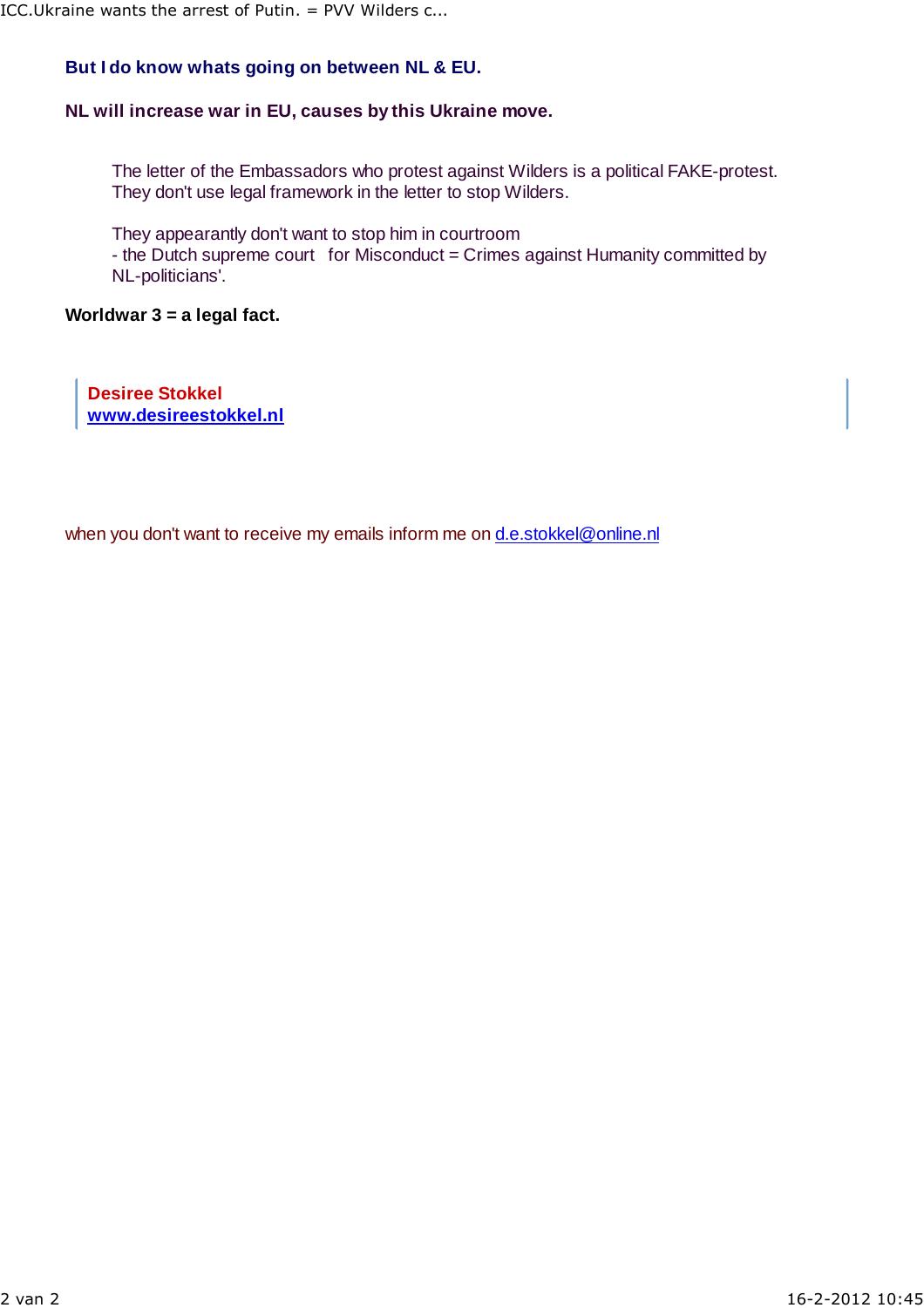**But I do know whats going on between NL & EU.**

**NL will increase war in EU, causes by this Ukraine move.**

> The letter of the Embassadors who protest against Wilders is a political FAKE-protest.
> They don't use legal framework in the letter to stop Wilders.
>
> They appearantly don't want to stop him in courtroom
> - the Dutch supreme court for Misconduct = Crimes against Humanity committed by NL-politicians'.

**Worldwar 3 = a legal fact.**

> **Desiree Stokkel**
> **[www.desireestokkel.nl](http://www.desireestokkel.nl)**

when you don't want to receive my emails inform me on [d.e.stokkel@online.nl](mailto:d.e.stokkel@online.nl)